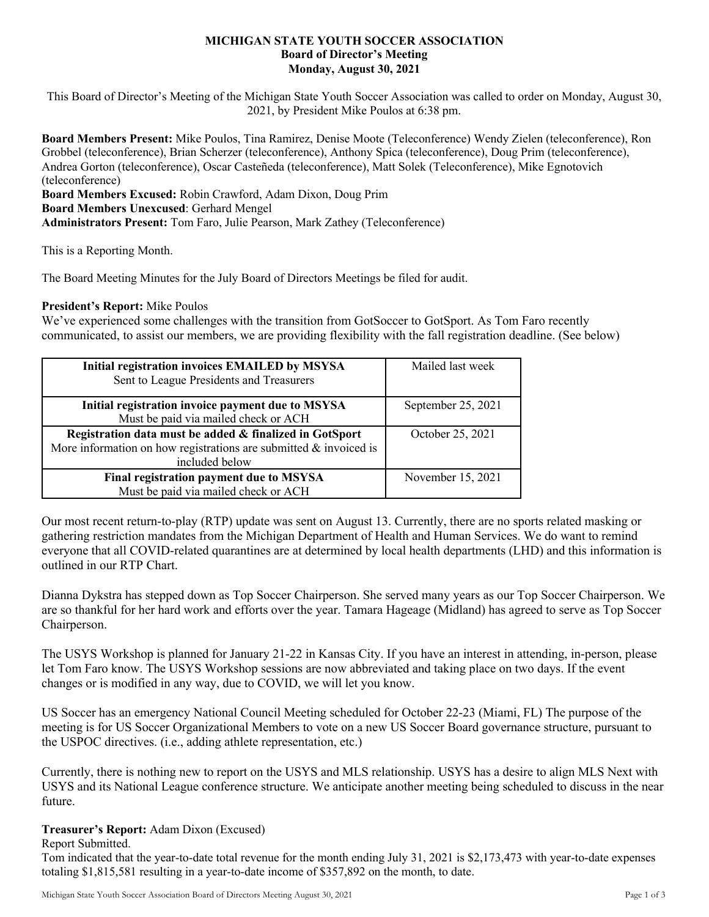**MICHIGAN STATE YOUTH SOCCER ASSOCIATION**
**Board of Director's Meeting**
**Monday, August 30, 2021**

This Board of Director's Meeting of the Michigan State Youth Soccer Association was called to order on Monday, August 30, 2021, by President Mike Poulos at 6:38 pm.

**Board Members Present:** Mike Poulos, Tina Ramirez, Denise Moote (Teleconference) Wendy Zielen (teleconference), Ron Grobbel (teleconference), Brian Scherzer (teleconference), Anthony Spica (teleconference), Doug Prim (teleconference), Andrea Gorton (teleconference), Oscar Casteñeda (teleconference), Matt Solek (Teleconference), Mike Egnotovich (teleconference)
**Board Members Excused:** Robin Crawford, Adam Dixon, Doug Prim
**Board Members Unexcused**: Gerhard Mengel
**Administrators Present:** Tom Faro, Julie Pearson, Mark Zathey (Teleconference)

This is a Reporting Month.

The Board Meeting Minutes for the July Board of Directors Meetings be filed for audit.

**President's Report:** Mike Poulos
We've experienced some challenges with the transition from GotSoccer to GotSport. As Tom Faro recently communicated, to assist our members, we are providing flexibility with the fall registration deadline. (See below)

| | |
|---|---|
| **Initial registration invoices EMAILED by MSYSA**<br>Sent to League Presidents and Treasurers | Mailed last week |
| **Initial registration invoice payment due to MSYSA**<br>Must be paid via mailed check or ACH | September 25, 2021 |
| **Registration data must be added & finalized in GotSport**<br>More information on how registrations are submitted & invoiced is included below | October 25, 2021 |
| **Final registration payment due to MSYSA**<br>Must be paid via mailed check or ACH | November 15, 2021 |

Our most recent return-to-play (RTP) update was sent on August 13. Currently, there are no sports related masking or gathering restriction mandates from the Michigan Department of Health and Human Services. We do want to remind everyone that all COVID-related quarantines are at determined by local health departments (LHD) and this information is outlined in our RTP Chart.

Dianna Dykstra has stepped down as Top Soccer Chairperson. She served many years as our Top Soccer Chairperson. We are so thankful for her hard work and efforts over the year. Tamara Hageage (Midland) has agreed to serve as Top Soccer Chairperson.

The USYS Workshop is planned for January 21-22 in Kansas City. If you have an interest in attending, in-person, please let Tom Faro know. The USYS Workshop sessions are now abbreviated and taking place on two days. If the event changes or is modified in any way, due to COVID, we will let you know.

US Soccer has an emergency National Council Meeting scheduled for October 22-23 (Miami, FL) The purpose of the meeting is for US Soccer Organizational Members to vote on a new US Soccer Board governance structure, pursuant to the USPOC directives. (i.e., adding athlete representation, etc.)

Currently, there is nothing new to report on the USYS and MLS relationship. USYS has a desire to align MLS Next with USYS and its National League conference structure. We anticipate another meeting being scheduled to discuss in the near future.

**Treasurer's Report:** Adam Dixon (Excused)
Report Submitted.
Tom indicated that the year-to-date total revenue for the month ending July 31, 2021 is $2,173,473 with year-to-date expenses totaling $1,815,581 resulting in a year-to-date income of $357,892 on the month, to date.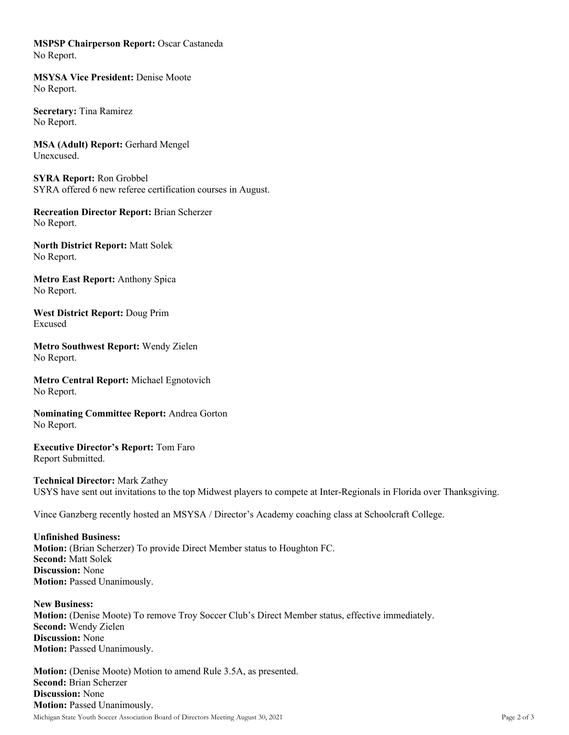**MSPSP Chairperson Report:** Oscar Castaneda
No Report.

**MSYSA Vice President:** Denise Moote
No Report.

**Secretary:** Tina Ramirez
No Report.

**MSA (Adult) Report:** Gerhard Mengel
Unexcused.

**SYRA Report:** Ron Grobbel
SYRA offered 6 new referee certification courses in August.

**Recreation Director Report:** Brian Scherzer
No Report.

**North District Report:** Matt Solek
No Report.

**Metro East Report:** Anthony Spica
No Report.

**West District Report:** Doug Prim
Excused

**Metro Southwest Report:** Wendy Zielen
No Report.

**Metro Central Report:** Michael Egnotovich
No Report.

**Nominating Committee Report:** Andrea Gorton
No Report.

**Executive Director's Report:** Tom Faro
Report Submitted.

**Technical Director:** Mark Zathey
USYS have sent out invitations to the top Midwest players to compete at Inter-Regionals in Florida over Thanksgiving.

Vince Ganzberg recently hosted an MSYSA / Director's Academy coaching class at Schoolcraft College.

**Unfinished Business:**
**Motion:** (Brian Scherzer) To provide Direct Member status to Houghton FC.
**Second:** Matt Solek
**Discussion:** None
**Motion:** Passed Unanimously.

**New Business:**
**Motion:** (Denise Moote) To remove Troy Soccer Club's Direct Member status, effective immediately.
**Second:** Wendy Zielen
**Discussion:** None
**Motion:** Passed Unanimously.

**Motion:** (Denise Moote) Motion to amend Rule 3.5A, as presented.
**Second:** Brian Scherzer
**Discussion:** None
**Motion:** Passed Unanimously.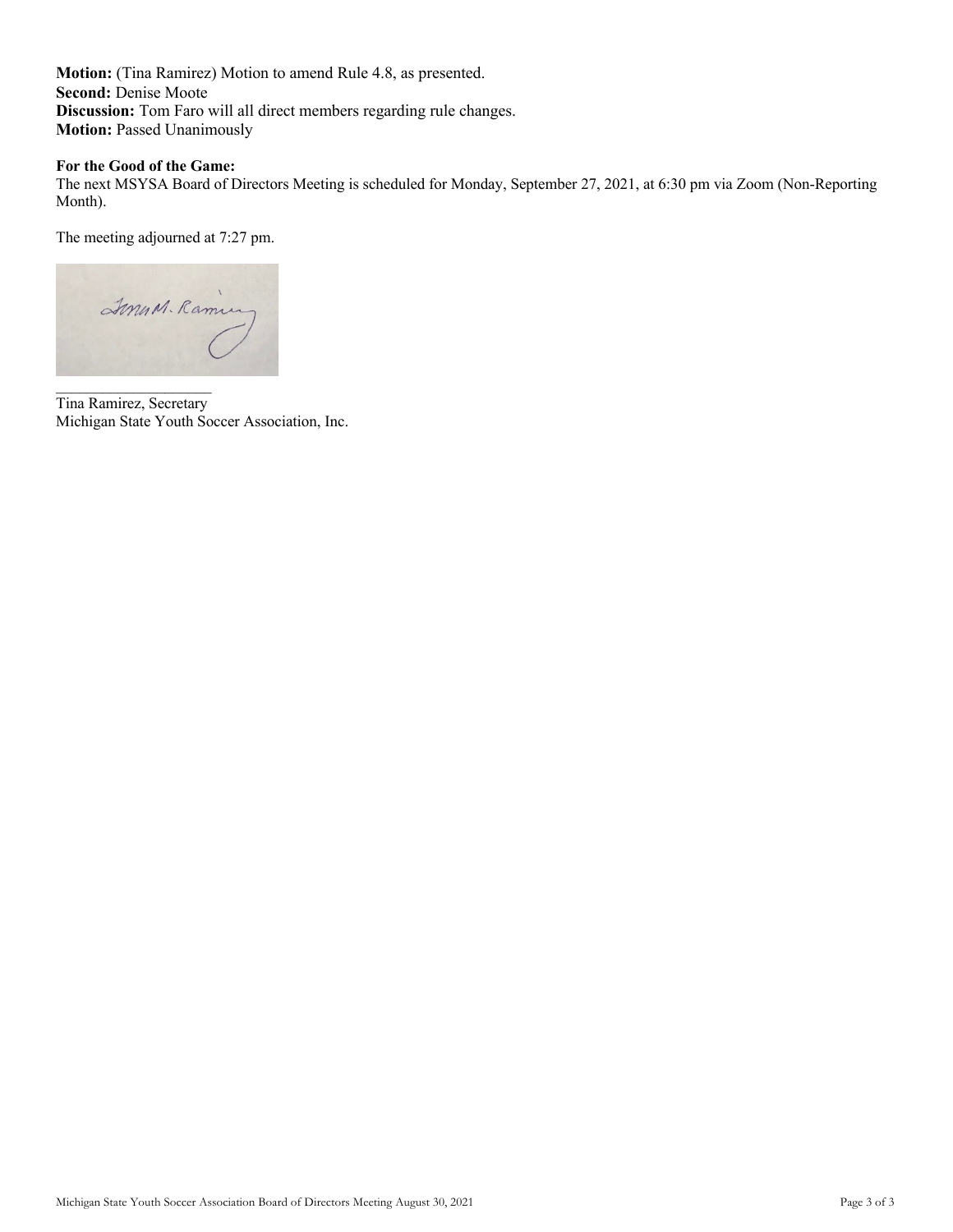**Motion:** (Tina Ramirez) Motion to amend Rule 4.8, as presented.
**Second:** Denise Moote
**Discussion:** Tom Faro will all direct members regarding rule changes.
**Motion:** Passed Unanimously

**For the Good of the Game:**
The next MSYSA Board of Directors Meeting is scheduled for Monday, September 27, 2021, at 6:30 pm via Zoom (Non-Reporting Month).

The meeting adjourned at 7:27 pm.

\_\_\_\_\_\_\_\_\_\_\_\_\_\_\_\_\_\_\_\_
Tina Ramirez, Secretary
Michigan State Youth Soccer Association, Inc.